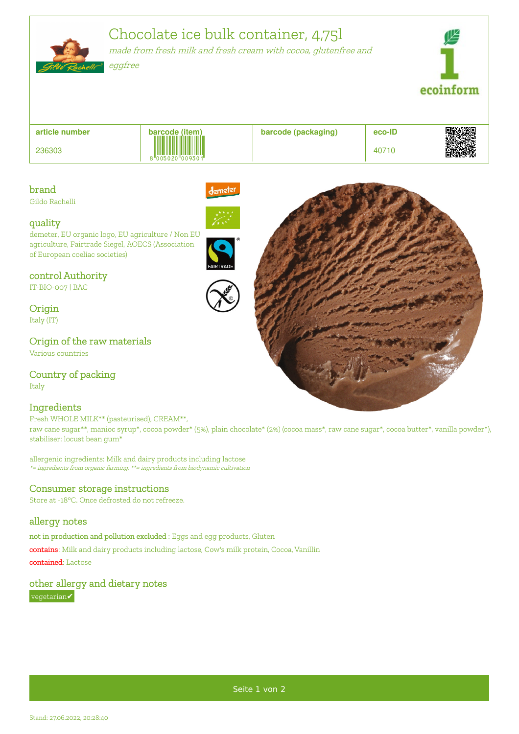# Chocolate ice bulk container, 4,75l

*made from fresh milk and fresh cream with cocoa, glutenfree and eggfree*

| article number | barcode (item) | barcode (packaging) | eco-ID |
|---|---|---|---|
| 236303 | 8 005020 009301 | | 40710 |

## brand

Gildo Rachelli

## quality

demeter, EU organic logo, EU agriculture / Non EU agriculture, Fairtrade Siegel, AOECS (Association of European coeliac societies)

## control Authority

IT-BIO-007 | BAC

## Origin

Italy (IT)

## Origin of the raw materials

Various countries

## Country of packing

Italy

## Ingredients

Fresh WHOLE MILK** (pasteurised), CREAM**,
raw cane sugar**, manioc syrup*, cocoa powder* (5%), plain chocolate* (2%) (cocoa mass*, raw cane sugar*, cocoa butter*, vanilla powder*), stabiliser: locust bean gum*

allergenic ingredients: Milk and dairy products including lactose
*= ingredients from organic farming, **= ingredients from biodynamic cultivation

## Consumer storage instructions

Store at -18°C. Once defrosted do not refreeze.

## allergy notes

**not in production and pollution excluded** : Eggs and egg products, Gluten

**contains**: Milk and dairy products including lactose, Cow's milk protein, Cocoa, Vanillin

**contained**: Lactose

## other allergy and dietary notes

vegetarian✔

Stand: 27.06.2022, 20:28:40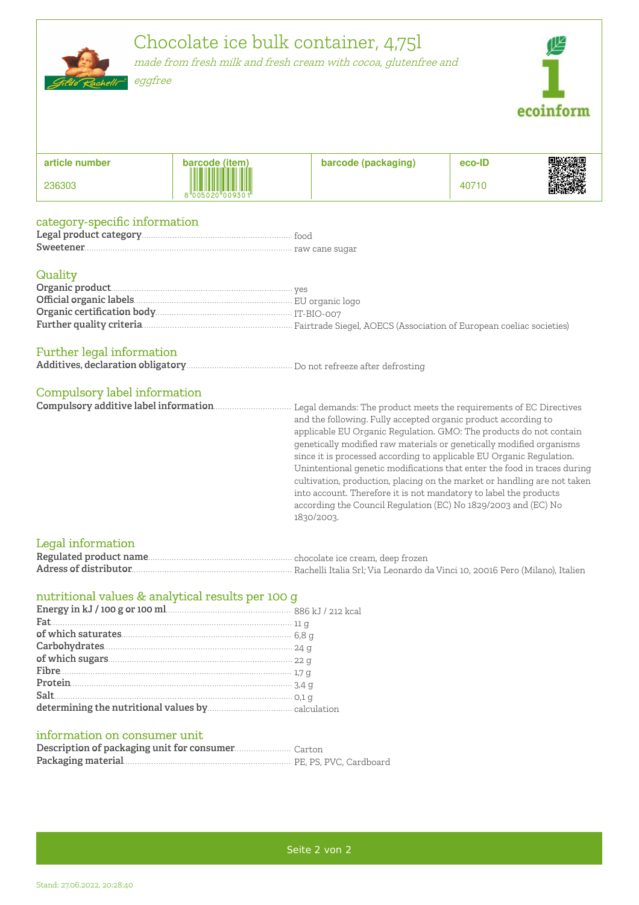# Chocolate ice bulk container, 4,75l

*made from fresh milk and fresh cream with cocoa, glutenfree and eggfree*

| article number | barcode (item) | barcode (packaging) | eco-ID |
|---|---|---|---|
| 236303 | 8005020009301 | | 40710 |

## category-specific information

| | |
|---|---|
| **Legal product category** | food |
| **Sweetener** | raw cane sugar |

## Quality

| | |
|---|---|
| **Organic product** | yes |
| **Official organic labels** | EU organic logo |
| **Organic certification body** | IT-BIO-007 |
| **Further quality criteria** | Fairtrade Siegel, AOECS (Association of European coeliac societies) |

## Further legal information

| | |
|---|---|
| **Additives, declaration obligatory** | Do not refreeze after defrosting |

## Compulsory label information

| | |
|---|---|
| **Compulsory additive label information** | Legal demands: The product meets the requirements of EC Directives and the following. Fully accepted organic product according to applicable EU Organic Regulation. GMO: The products do not contain genetically modified raw materials or genetically modified organisms since it is processed according to applicable EU Organic Regulation. Unintentional genetic modifications that enter the food in traces during cultivation, production, placing on the market or handling are not taken into account. Therefore it is not mandatory to label the products according the Council Regulation (EC) No 1829/2003 and (EC) No 1830/2003. |

## Legal information

| | |
|---|---|
| **Regulated product name** | chocolate ice cream, deep frozen |
| **Adress of distributor** | Rachelli Italia Srl; Via Leonardo da Vinci 10, 20016 Pero (Milano), Italien |

## nutritional values & analytical results per 100 g

| | |
|---|---|
| **Energy in kJ / 100 g or 100 ml** | 886 kJ / 212 kcal |
| **Fat** | 11 g |
| **of which saturates** | 6,8 g |
| **Carbohydrates** | 24 g |
| **of which sugars** | 22 g |
| **Fibre** | 1,7 g |
| **Protein** | 3,4 g |
| **Salt** | 0,1 g |
| **determining the nutritional values by** | calculation |

## information on consumer unit

| | |
|---|---|
| **Description of packaging unit for consumer** | Carton |
| **Packaging material** | PE, PS, PVC, Cardboard |

Stand: 27.06.2022, 20:28:40